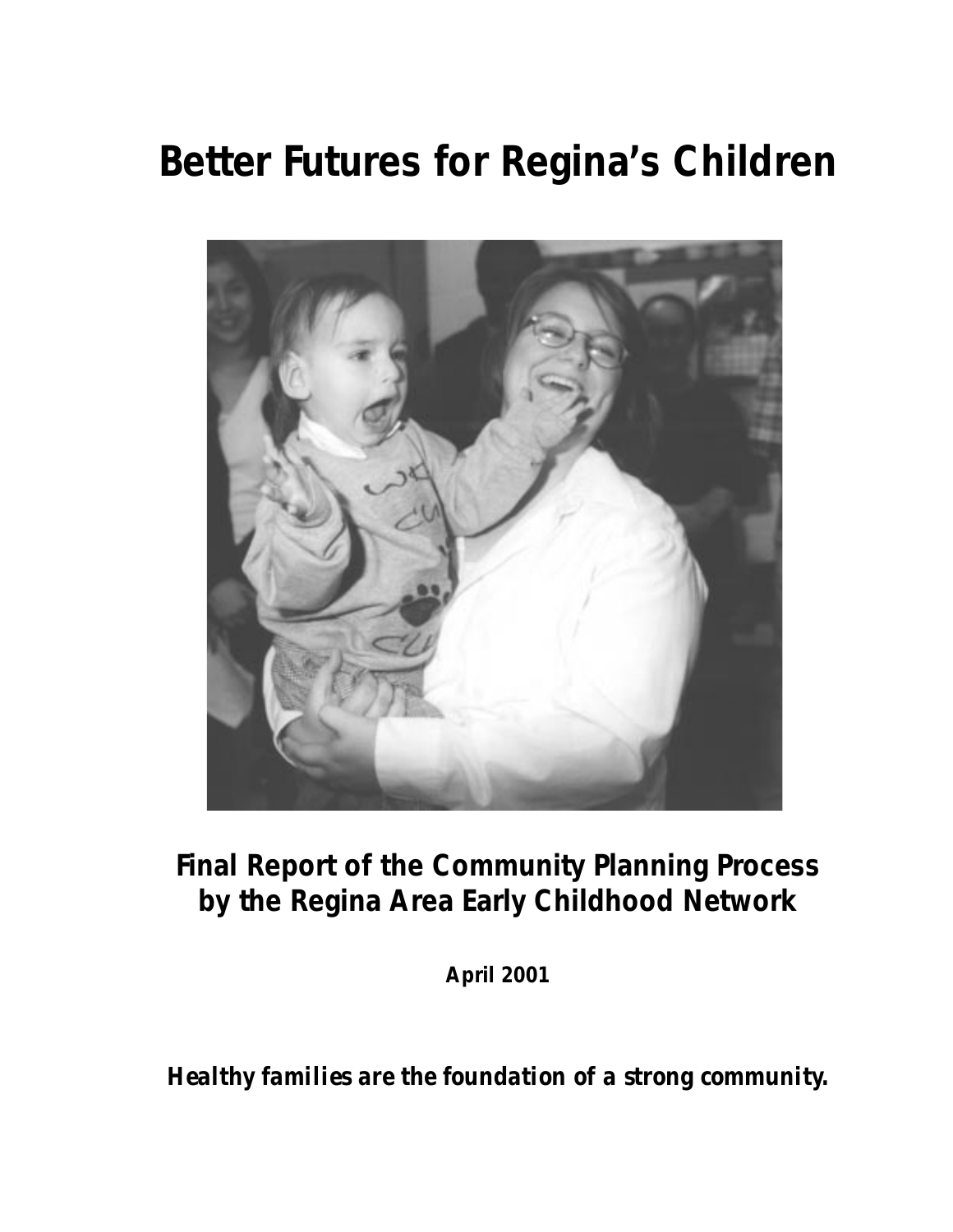# Better Futures for Regina's Children

## Final Report of the Community Planning Process by the Regina Area Early Childhood Network

**April 2001**

***Healthy families are the foundation of a strong community.***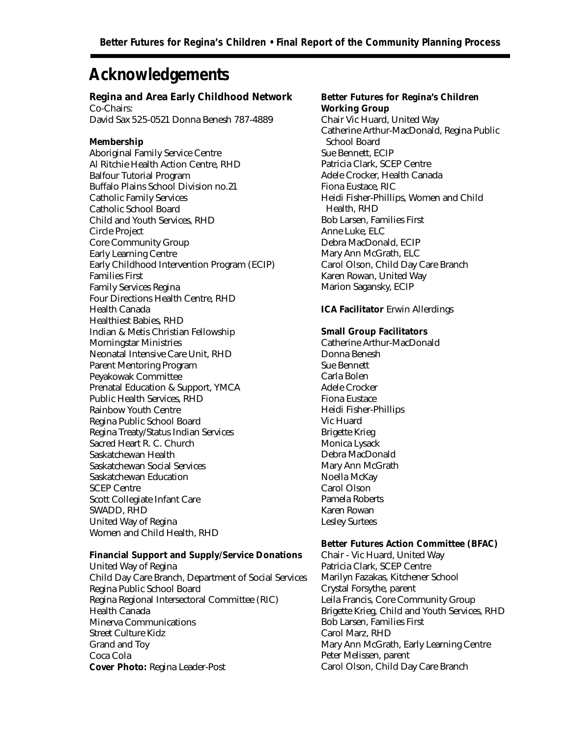# Acknowledgements

**Regina and Area Early Childhood Network**
Co-Chairs:
David Sax 525-0521 Donna Benesh 787-4889

**Membership**
Aboriginal Family Service Centre
Al Ritchie Health Action Centre, RHD
Balfour Tutorial Program
Buffalo Plains School Division no.21
Catholic Family Services
Catholic School Board
Child and Youth Services, RHD
Circle Project
Core Community Group
Early Learning Centre
Early Childhood Intervention Program (ECIP)
Families First
Family Services Regina
Four Directions Health Centre, RHD
Health Canada
Healthiest Babies, RHD
Indian & Metis Christian Fellowship
Morningstar Ministries
Neonatal Intensive Care Unit, RHD
Parent Mentoring Program
Peyakowak Committee
Prenatal Education & Support, YMCA
Public Health Services, RHD
Rainbow Youth Centre
Regina Public School Board
Regina Treaty/Status Indian Services
Sacred Heart R. C. Church
Saskatchewan Health
Saskatchewan Social Services
Saskatchewan Education
SCEP Centre
Scott Collegiate Infant Care
SWADD, RHD
United Way of Regina
Women and Child Health, RHD

**Financial Support and Supply/Service Donations**
United Way of Regina
Child Day Care Branch, Department of Social Services
Regina Public School Board
Regina Regional Intersectoral Committee (RIC)
Health Canada
Minerva Communications
Street Culture Kidz
Grand and Toy
Coca Cola
**Cover Photo:** Regina Leader-Post

**Better Futures for Regina's Children Working Group**
Chair Vic Huard, United Way
Catherine Arthur-MacDonald, Regina Public School Board
Sue Bennett, ECIP
Patricia Clark, SCEP Centre
Adele Crocker, Health Canada
Fiona Eustace, RIC
Heidi Fisher-Phillips, Women and Child Health, RHD
Bob Larsen, Families First
Anne Luke, ELC
Debra MacDonald, ECIP
Mary Ann McGrath, ELC
Carol Olson, Child Day Care Branch
Karen Rowan, United Way
Marion Sagansky, ECIP

**ICA Facilitator** Erwin Allerdings

**Small Group Facilitators**
Catherine Arthur-MacDonald
Donna Benesh
Sue Bennett
Carla Bolen
Adele Crocker
Fiona Eustace
Heidi Fisher-Phillips
Vic Huard
Brigette Krieg
Monica Lysack
Debra MacDonald
Mary Ann McGrath
Noella McKay
Carol Olson
Pamela Roberts
Karen Rowan
Lesley Surtees

**Better Futures Action Committee (BFAC)**
Chair - Vic Huard, United Way
Patricia Clark, SCEP Centre
Marilyn Fazakas, Kitchener School
Crystal Forsythe, parent
Leila Francis, Core Community Group
Brigette Krieg, Child and Youth Services, RHD
Bob Larsen, Families First
Carol Marz, RHD
Mary Ann McGrath, Early Learning Centre
Peter Melissen, parent
Carol Olson, Child Day Care Branch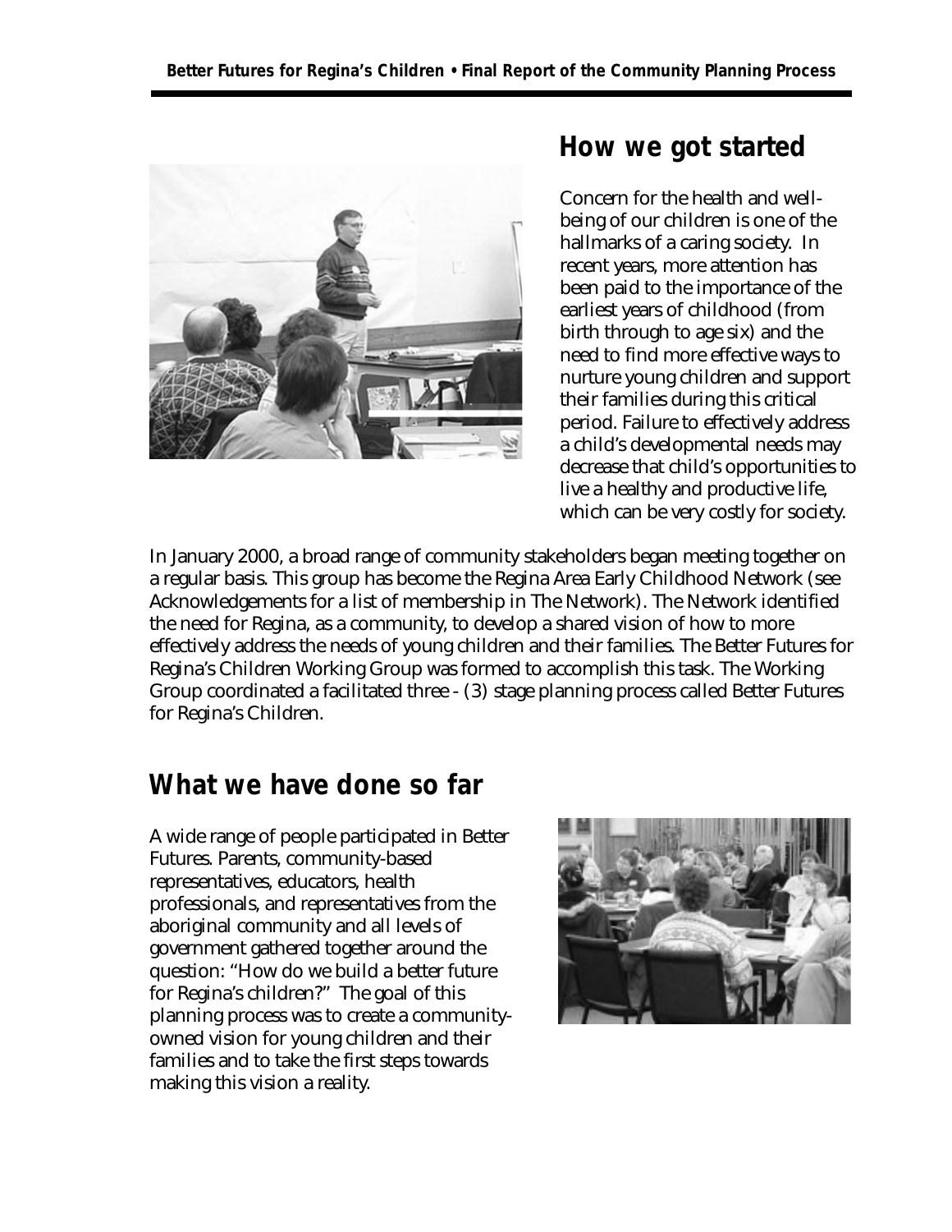## How we got started

Concern for the health and well-being of our children is one of the hallmarks of a caring society. In recent years, more attention has been paid to the importance of the earliest years of childhood (from birth through to age six) and the need to find more effective ways to nurture young children and support their families during this critical period. Failure to effectively address a child's developmental needs may decrease that child's opportunities to live a healthy and productive life, which can be very costly for society.

In January 2000, a broad range of community stakeholders began meeting together on a regular basis. This group has become the Regina Area Early Childhood Network (see Acknowledgements for a list of membership in The Network). The Network identified the need for Regina, as a community, to develop a shared vision of how to more effectively address the needs of young children and their families. The Better Futures for Regina's Children Working Group was formed to accomplish this task. The Working Group coordinated a facilitated three - (3) stage planning process called Better Futures for Regina's Children.

## What we have done so far

A wide range of people participated in Better Futures. Parents, community-based representatives, educators, health professionals, and representatives from the aboriginal community and all levels of government gathered together around the question: "How do we build a better future for Regina's children?" The goal of this planning process was to create a community-owned vision for young children and their families and to take the first steps towards making this vision a reality.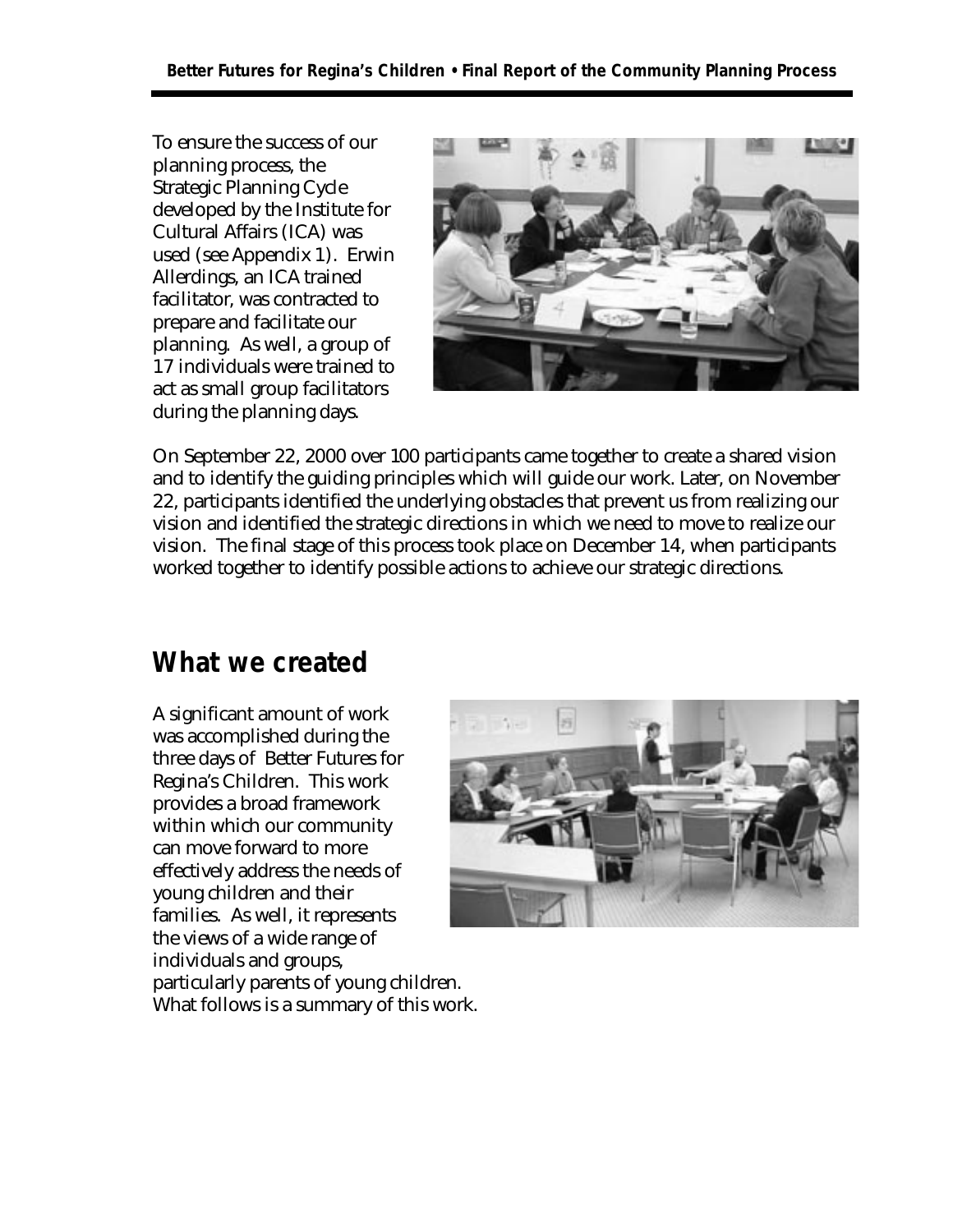To ensure the success of our planning process, the Strategic Planning Cycle developed by the Institute for Cultural Affairs (ICA) was used (see Appendix 1). Erwin Allerdings, an ICA trained facilitator, was contracted to prepare and facilitate our planning. As well, a group of 17 individuals were trained to act as small group facilitators during the planning days.

On September 22, 2000 over 100 participants came together to create a shared vision and to identify the guiding principles which will guide our work. Later, on November 22, participants identified the underlying obstacles that prevent us from realizing our vision and identified the strategic directions in which we need to move to realize our vision. The final stage of this process took place on December 14, when participants worked together to identify possible actions to achieve our strategic directions.

## What we created

A significant amount of work was accomplished during the three days of Better Futures for Regina's Children. This work provides a broad framework within which our community can move forward to more effectively address the needs of young children and their families. As well, it represents the views of a wide range of individuals and groups, particularly parents of young children. What follows is a summary of this work.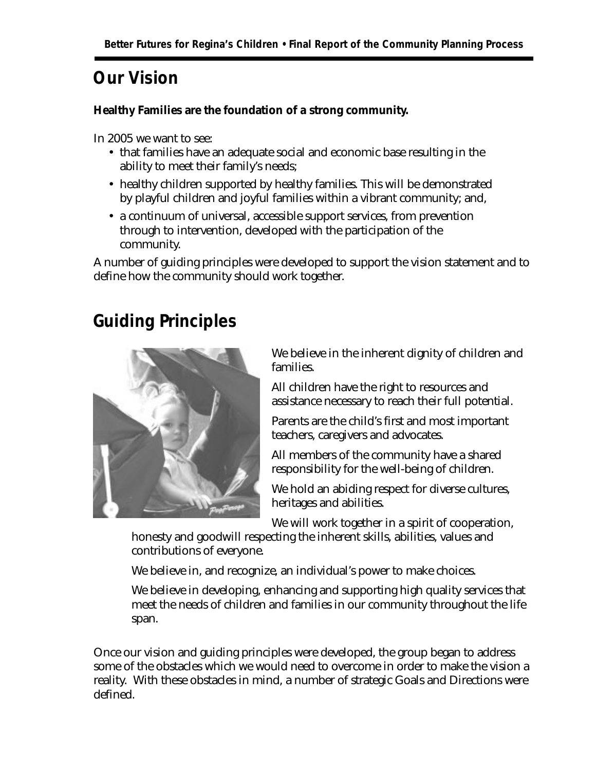# Our Vision

**Healthy Families are the foundation of a strong community.**

In 2005 we want to see:

- that families have an adequate social and economic base resulting in the ability to meet their family's needs;
- healthy children supported by healthy families. This will be demonstrated by playful children and joyful families within a vibrant community; and,
- a continuum of universal, accessible support services, from prevention through to intervention, developed with the participation of the community.

A number of guiding principles were developed to support the vision statement and to define how the community should work together.

# Guiding Principles

We believe in the inherent dignity of children and families.

All children have the right to resources and assistance necessary to reach their full potential.

Parents are the child's first and most important teachers, caregivers and advocates.

All members of the community have a shared responsibility for the well-being of children.

We hold an abiding respect for diverse cultures, heritages and abilities.

We will work together in a spirit of cooperation, honesty and goodwill respecting the inherent skills, abilities, values and contributions of everyone.

We believe in, and recognize, an individual's power to make choices.

We believe in developing, enhancing and supporting high quality services that meet the needs of children and families in our community throughout the life span.

Once our vision and guiding principles were developed, the group began to address some of the obstacles which we would need to overcome in order to make the vision a reality. With these obstacles in mind, a number of strategic Goals and Directions were defined.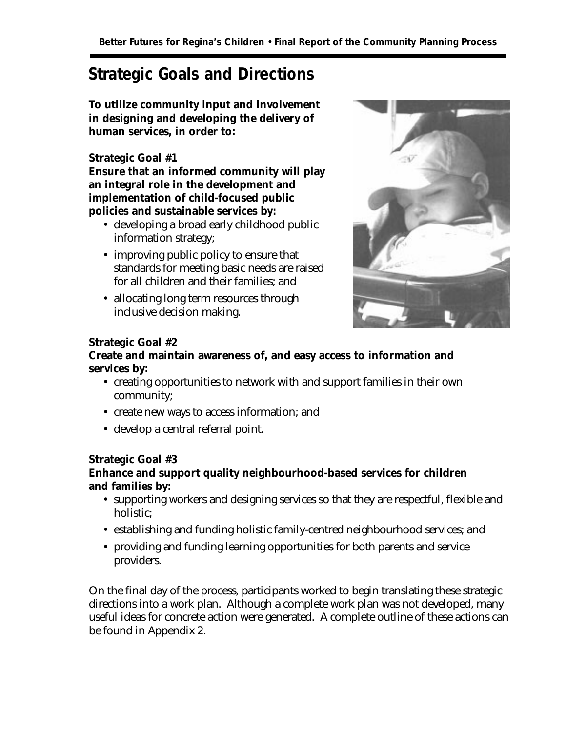# Strategic Goals and Directions

**To utilize community input and involvement in designing and developing the delivery of human services, in order to:**

**Strategic Goal #1**
**Ensure that an informed community will play an integral role in the development and implementation of child-focused public policies and sustainable services by:**

- developing a broad early childhood public information strategy;
- improving public policy to ensure that standards for meeting basic needs are raised for all children and their families; and
- allocating long term resources through inclusive decision making.

**Strategic Goal #2**
**Create and maintain awareness of, and easy access to information and services by:**

- creating opportunities to network with and support families in their own community;
- create new ways to access information; and
- develop a central referral point.

**Strategic Goal #3**
**Enhance and support quality neighbourhood-based services for children and families by:**

- supporting workers and designing services so that they are respectful, flexible and holistic;
- establishing and funding holistic family-centred neighbourhood services; and
- providing and funding learning opportunities for both parents and service providers.

On the final day of the process, participants worked to begin translating these strategic directions into a work plan. Although a complete work plan was not developed, many useful ideas for concrete action were generated. A complete outline of these actions can be found in Appendix 2.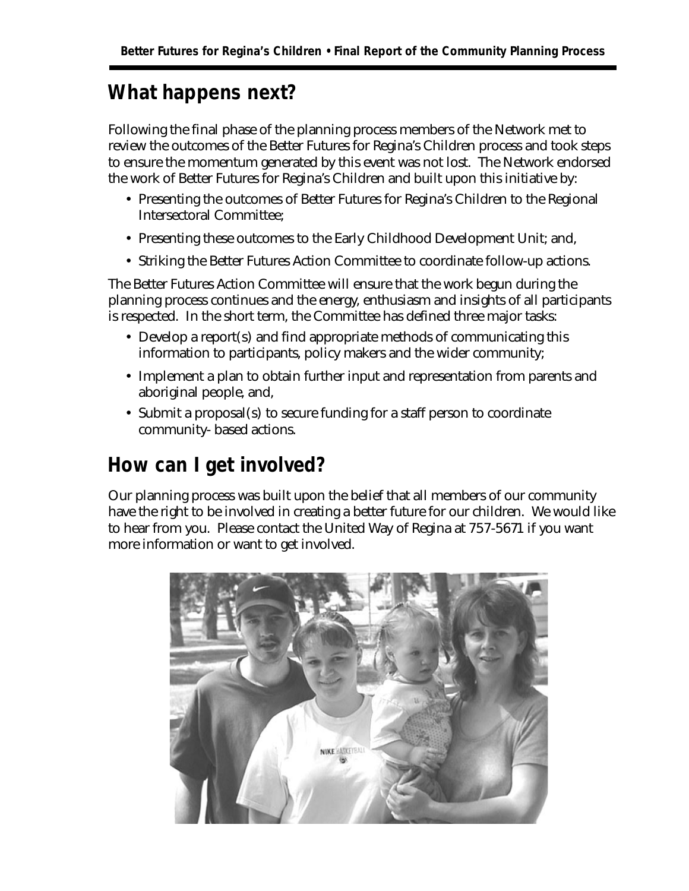## What happens next?

Following the final phase of the planning process members of the Network met to review the outcomes of the Better Futures for Regina's Children process and took steps to ensure the momentum generated by this event was not lost. The Network endorsed the work of Better Futures for Regina's Children and built upon this initiative by:

- Presenting the outcomes of Better Futures for Regina's Children to the Regional Intersectoral Committee;
- Presenting these outcomes to the Early Childhood Development Unit; and,
- Striking the Better Futures Action Committee to coordinate follow-up actions.

The Better Futures Action Committee will ensure that the work begun during the planning process continues and the energy, enthusiasm and insights of all participants is respected. In the short term, the Committee has defined three major tasks:

- Develop a report(s) and find appropriate methods of communicating this information to participants, policy makers and the wider community;
- Implement a plan to obtain further input and representation from parents and aboriginal people, and,
- Submit a proposal(s) to secure funding for a staff person to coordinate community- based actions.

## How can I get involved?

Our planning process was built upon the belief that all members of our community have the right to be involved in creating a better future for our children. We would like to hear from you. Please contact the United Way of Regina at 757-5671 if you want more information or want to get involved.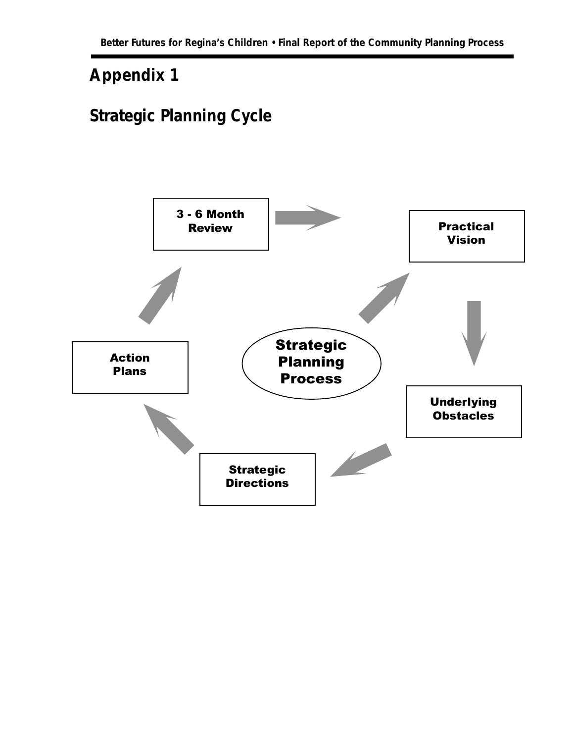# Appendix 1

## Strategic Planning Cycle

Strategic Planning Process

Practical Vision

Underlying Obstacles

Strategic Directions

Action Plans

3 - 6 Month Review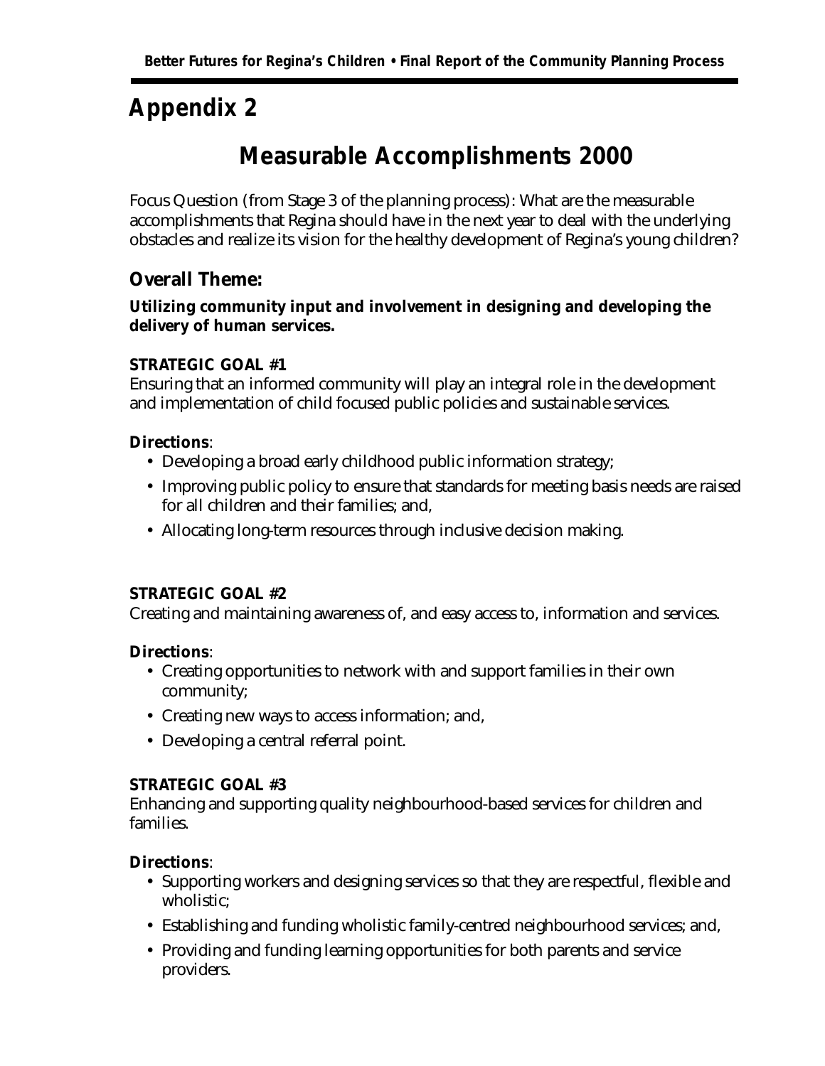# Appendix 2

## Measurable Accomplishments 2000

Focus Question (from Stage 3 of the planning process): What are the measurable accomplishments that Regina should have in the next year to deal with the underlying obstacles and realize its vision for the healthy development of Regina's young children?

### Overall Theme:

**Utilizing community input and involvement in designing and developing the delivery of human services.**

**STRATEGIC GOAL #1**
Ensuring that an informed community will play an integral role in the development and implementation of child focused public policies and sustainable services.

**Directions**:

- Developing a broad early childhood public information strategy;
- Improving public policy to ensure that standards for meeting basis needs are raised for all children and their families; and,
- Allocating long-term resources through inclusive decision making.

**STRATEGIC GOAL #2**
Creating and maintaining awareness of, and easy access to, information and services.

**Directions**:

- Creating opportunities to network with and support families in their own community;
- Creating new ways to access information; and,
- Developing a central referral point.

**STRATEGIC GOAL #3**
Enhancing and supporting quality neighbourhood-based services for children and families.

**Directions**:

- Supporting workers and designing services so that they are respectful, flexible and wholistic;
- Establishing and funding wholistic family-centred neighbourhood services; and,
- Providing and funding learning opportunities for both parents and service providers.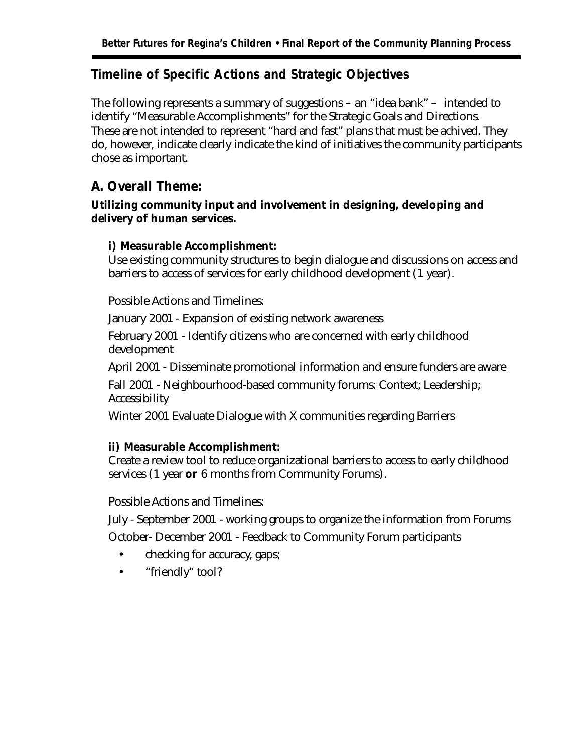## Timeline of Specific Actions and Strategic Objectives

The following represents a summary of suggestions – an "idea bank" – intended to identify "Measurable Accomplishments" for the Strategic Goals and Directions. These are not intended to represent "hard and fast" plans that must be achived. They do, however, indicate clearly indicate the kind of initiatives the community participants chose as important.

## A. Overall Theme:

**Utilizing community input and involvement in designing, developing and delivery of human services.**

**i) Measurable Accomplishment:**
Use existing community structures to begin dialogue and discussions on access and barriers to access of services for early childhood development (1 year).

Possible Actions and Timelines:

January 2001 - Expansion of existing network awareness

February 2001 - Identify citizens who are concerned with early childhood development

April 2001 - Disseminate promotional information and ensure funders are aware

Fall 2001 - Neighbourhood-based community forums: Context; Leadership; Accessibility

Winter 2001 Evaluate Dialogue with X communities regarding Barriers

**ii) Measurable Accomplishment:**
Create a review tool to reduce organizational barriers to access to early childhood services (1 year **or** 6 months from Community Forums).

Possible Actions and Timelines:

July - September 2001 - working groups to organize the information from Forums

October- December 2001 - Feedback to Community Forum participants

- checking for accuracy, gaps;
- "friendly" tool?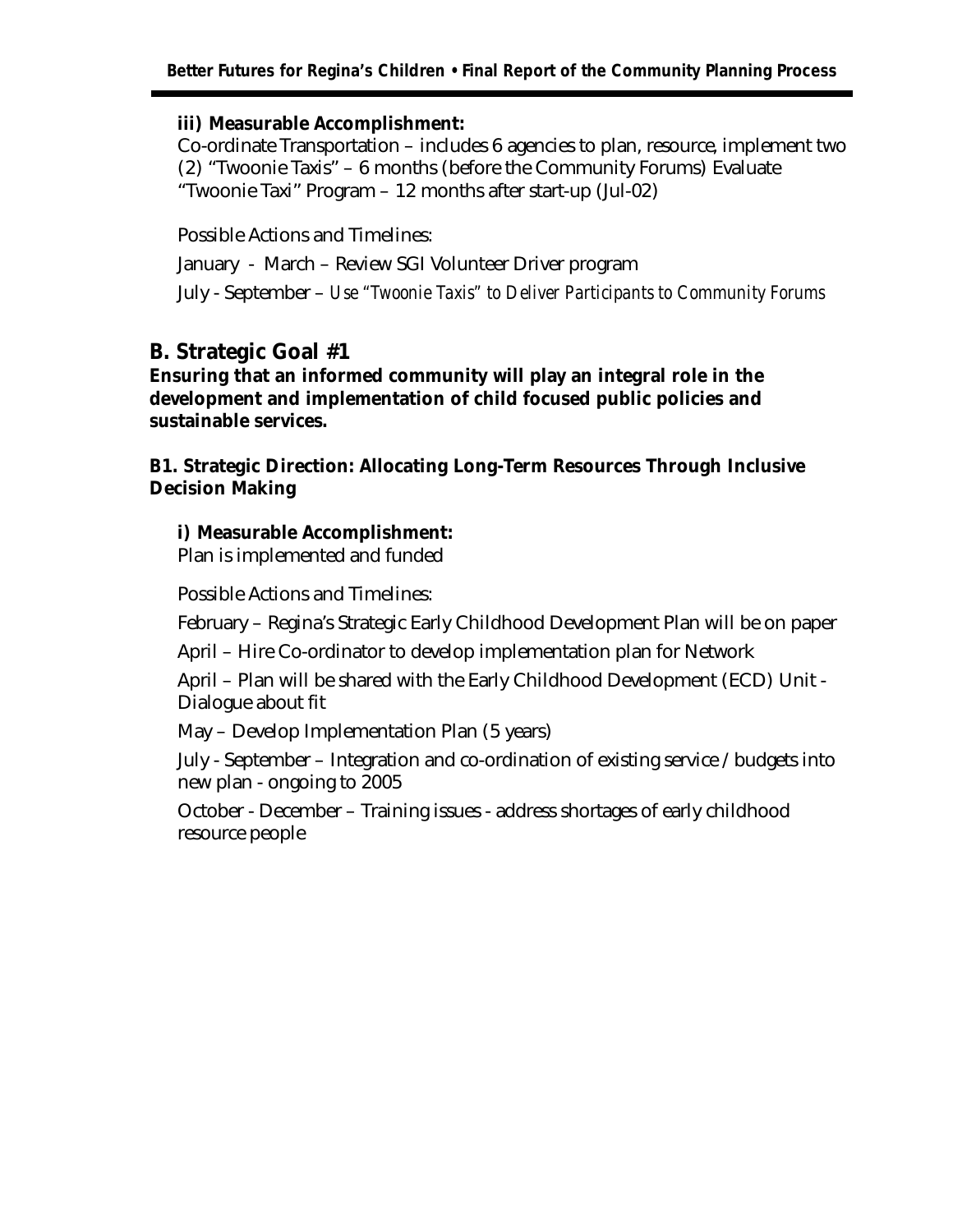**iii) Measurable Accomplishment:**

Co-ordinate Transportation – includes 6 agencies to plan, resource, implement two (2) "Twoonie Taxis" – 6 months (before the Community Forums) Evaluate "Twoonie Taxi" Program – 12 months after start-up (Jul-02)

Possible Actions and Timelines:

January - March – Review SGI Volunteer Driver program

July - September – *Use "Twoonie Taxis" to Deliver Participants to Community Forums*

## B. Strategic Goal #1

**Ensuring that an informed community will play an integral role in the development and implementation of child focused public policies and sustainable services.**

### B1. Strategic Direction: Allocating Long-Term Resources Through Inclusive Decision Making

**i) Measurable Accomplishment:**

Plan is implemented and funded

Possible Actions and Timelines:

February – Regina's Strategic Early Childhood Development Plan will be on paper

April – Hire Co-ordinator to develop implementation plan for Network

April – Plan will be shared with the Early Childhood Development (ECD) Unit - Dialogue about fit

May – Develop Implementation Plan (5 years)

July - September – Integration and co-ordination of existing service / budgets into new plan - ongoing to 2005

October - December – Training issues - address shortages of early childhood resource people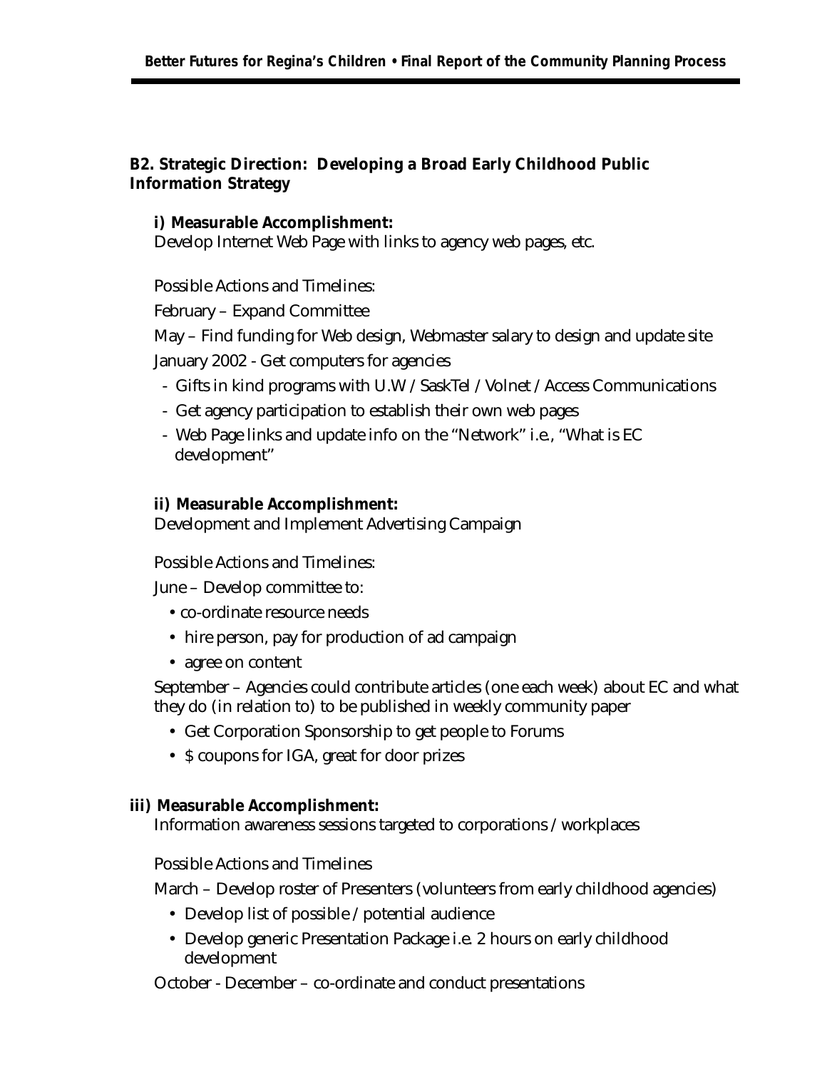## B2. Strategic Direction: Developing a Broad Early Childhood Public Information Strategy

**i) Measurable Accomplishment:**
Develop Internet Web Page with links to agency web pages, etc.

Possible Actions and Timelines:

February – Expand Committee

May – Find funding for Web design, Webmaster salary to design and update site

January 2002 - Get computers for agencies

- Gifts in kind programs with U.W / SaskTel / Volnet / Access Communications
- Get agency participation to establish their own web pages
- Web Page links and update info on the "Network" i.e., "What is EC development"

**ii) Measurable Accomplishment:**
Development and Implement Advertising Campaign

Possible Actions and Timelines:

June – Develop committee to:

- co-ordinate resource needs
- hire person, pay for production of ad campaign
- agree on content

September – Agencies could contribute articles (one each week) about EC and what they do (in relation to) to be published in weekly community paper

- Get Corporation Sponsorship to get people to Forums
- $ coupons for IGA, great for door prizes

**iii) Measurable Accomplishment:**
Information awareness sessions targeted to corporations / workplaces

Possible Actions and Timelines

March – Develop roster of Presenters (volunteers from early childhood agencies)

- Develop list of possible / potential audience
- Develop generic Presentation Package i.e. 2 hours on early childhood development

October - December – co-ordinate and conduct presentations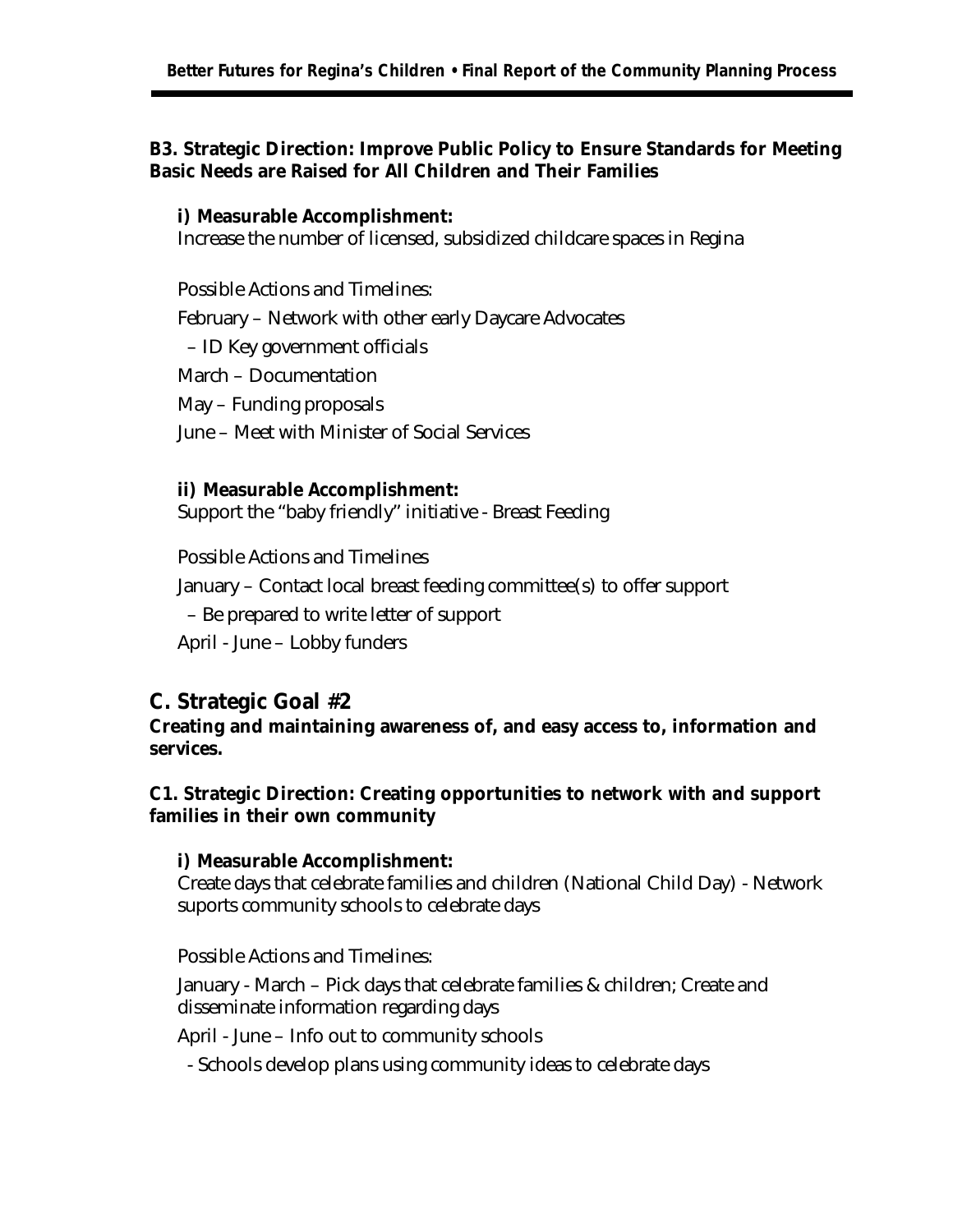**B3. Strategic Direction: Improve Public Policy to Ensure Standards for Meeting Basic Needs are Raised for All Children and Their Families**

**i) Measurable Accomplishment:**
Increase the number of licensed, subsidized childcare spaces in Regina

Possible Actions and Timelines:

February – Network with other early Daycare Advocates

– ID Key government officials

March – Documentation

May – Funding proposals

June – Meet with Minister of Social Services

**ii) Measurable Accomplishment:**
Support the "baby friendly" initiative - Breast Feeding

Possible Actions and Timelines

January – Contact local breast feeding committee(s) to offer support

– Be prepared to write letter of support

April - June – Lobby funders

## C. Strategic Goal #2

**Creating and maintaining awareness of, and easy access to, information and services.**

**C1. Strategic Direction: Creating opportunities to network with and support families in their own community**

**i) Measurable Accomplishment:**
Create days that celebrate families and children (National Child Day) - Network suports community schools to celebrate days

Possible Actions and Timelines:

January - March – Pick days that celebrate families & children; Create and disseminate information regarding days

April - June – Info out to community schools

- Schools develop plans using community ideas to celebrate days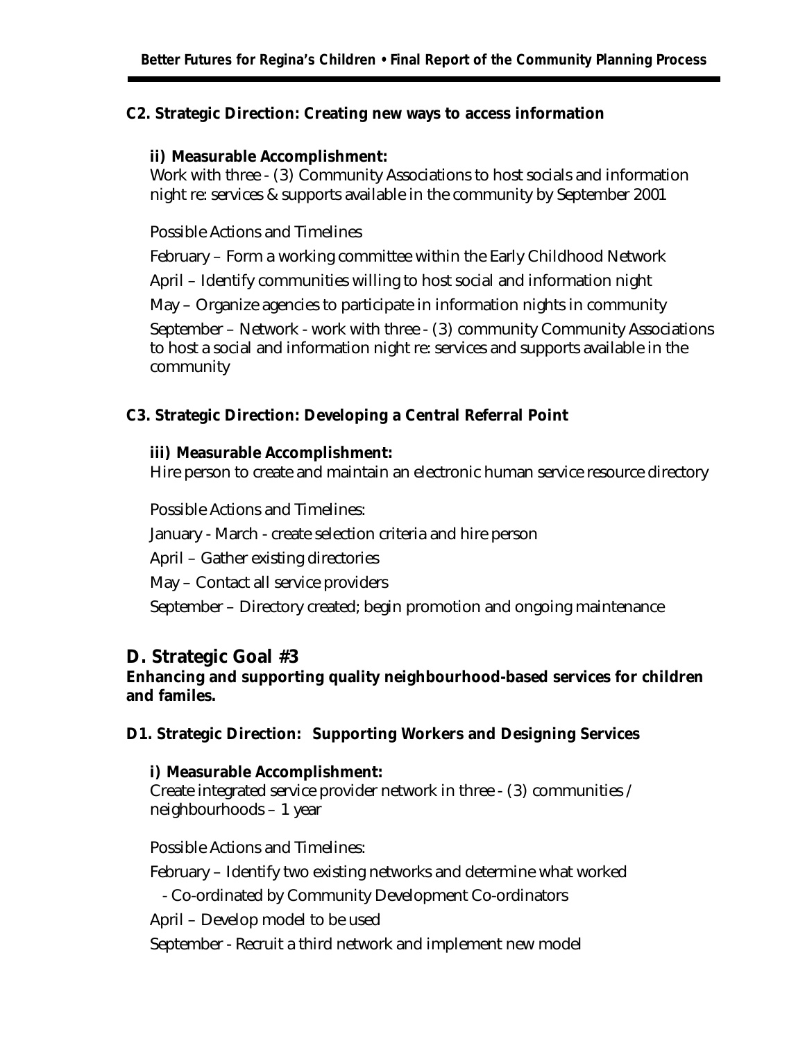**C2. Strategic Direction: Creating new ways to access information**

**ii) Measurable Accomplishment:**
Work with three - (3) Community Associations to host socials and information night re: services & supports available in the community by September 2001

Possible Actions and Timelines

February – Form a working committee within the Early Childhood Network

April – Identify communities willing to host social and information night

May – Organize agencies to participate in information nights in community

September – Network - work with three - (3) community Community Associations to host a social and information night re: services and supports available in the community

**C3. Strategic Direction: Developing a Central Referral Point**

**iii) Measurable Accomplishment:**
Hire person to create and maintain an electronic human service resource directory

Possible Actions and Timelines:

January - March - create selection criteria and hire person

April – Gather existing directories

May – Contact all service providers

September – Directory created; begin promotion and ongoing maintenance

## D. Strategic Goal #3

**Enhancing and supporting quality neighbourhood-based services for children and familes.**

**D1. Strategic Direction: Supporting Workers and Designing Services**

**i) Measurable Accomplishment:**
Create integrated service provider network in three - (3) communities / neighbourhoods – 1 year

Possible Actions and Timelines:

February – Identify two existing networks and determine what worked

- Co-ordinated by Community Development Co-ordinators

April – Develop model to be used

September - Recruit a third network and implement new model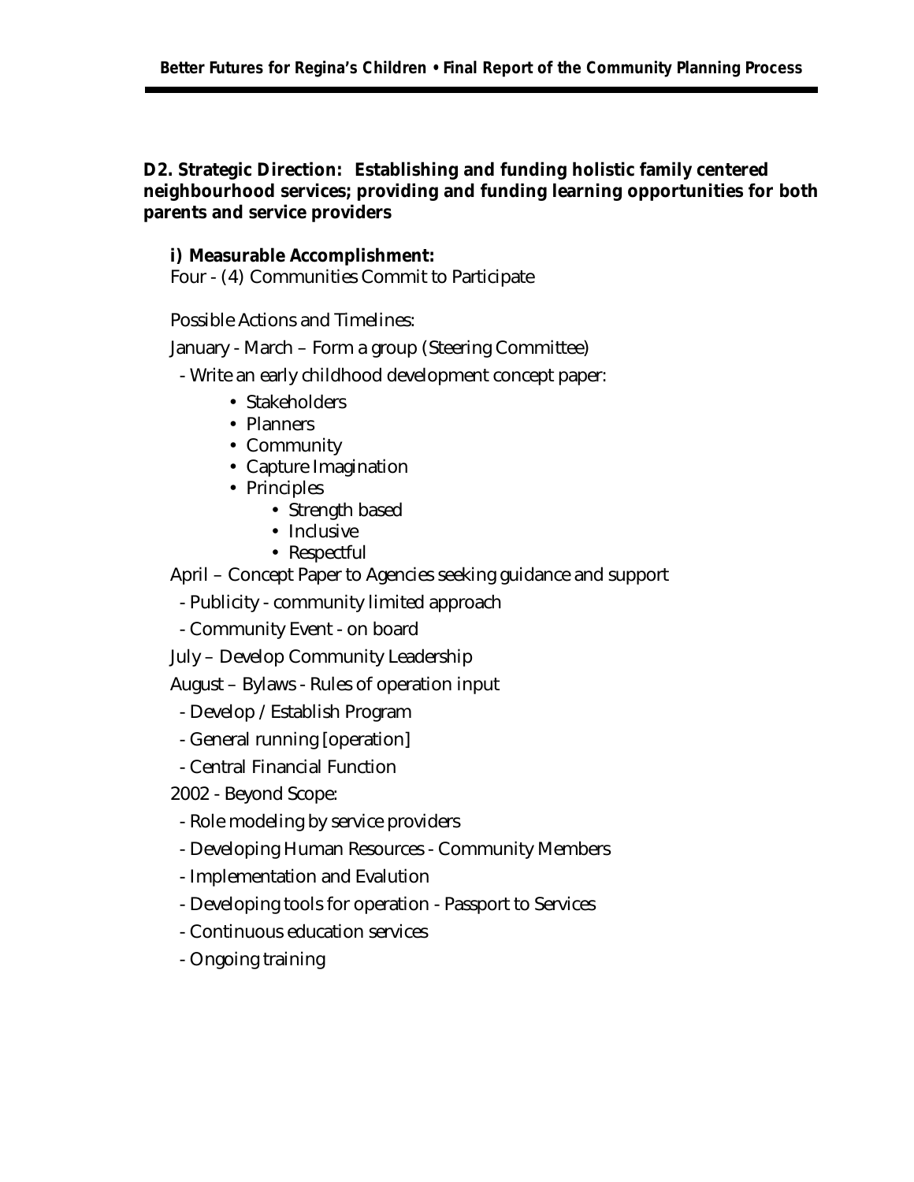**D2. Strategic Direction: Establishing and funding holistic family centered neighbourhood services; providing and funding learning opportunities for both parents and service providers**

**i) Measurable Accomplishment:**

Four - (4) Communities Commit to Participate

Possible Actions and Timelines:

January - March – Form a group (Steering Committee)

- Write an early childhood development concept paper:
  - Stakeholders
  - Planners
  - Community
  - Capture Imagination
  - Principles
    - Strength based
    - Inclusive
    - Respectful

April – Concept Paper to Agencies seeking guidance and support

- Publicity - community limited approach
- Community Event - on board

July – Develop Community Leadership

August – Bylaws - Rules of operation input

- Develop / Establish Program
- General running [operation]
- Central Financial Function

2002 - Beyond Scope:

- Role modeling by service providers
- Developing Human Resources - Community Members
- Implementation and Evalution
- Developing tools for operation - Passport to Services
- Continuous education services
- Ongoing training